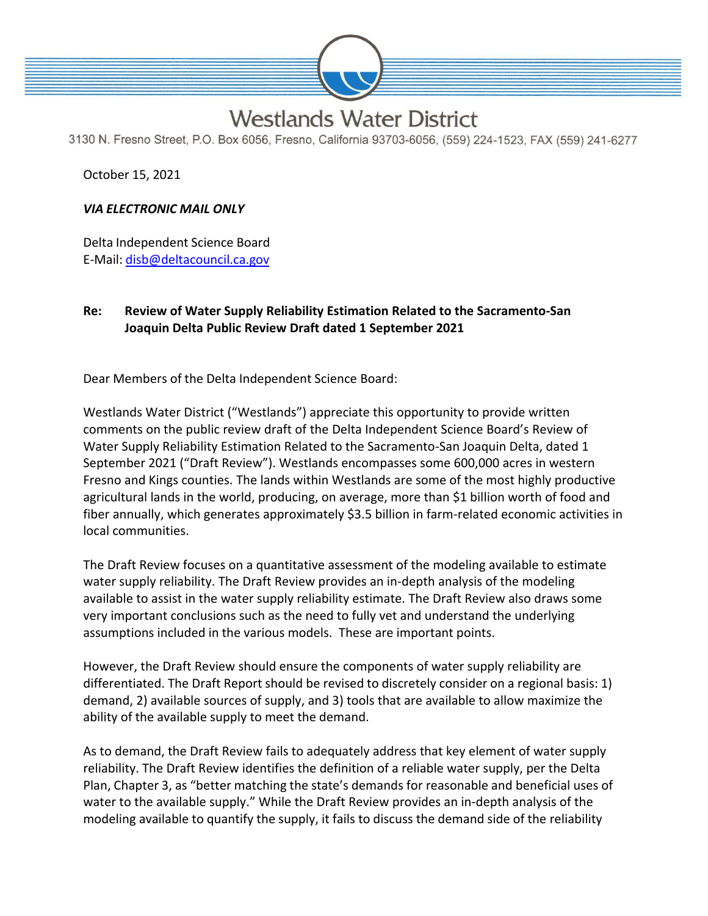# Westlands Water District

3130 N. Fresno Street, P.O. Box 6056, Fresno, California 93703-6056, (559) 224-1523, FAX (559) 241-6277

October 15, 2021

***VIA ELECTRONIC MAIL ONLY***

Delta Independent Science Board
E-Mail: disb@deltacouncil.ca.gov

**Re: Review of Water Supply Reliability Estimation Related to the Sacramento-San Joaquin Delta Public Review Draft dated 1 September 2021**

Dear Members of the Delta Independent Science Board:

Westlands Water District ("Westlands") appreciate this opportunity to provide written comments on the public review draft of the Delta Independent Science Board's Review of Water Supply Reliability Estimation Related to the Sacramento-San Joaquin Delta, dated 1 September 2021 ("Draft Review"). Westlands encompasses some 600,000 acres in western Fresno and Kings counties. The lands within Westlands are some of the most highly productive agricultural lands in the world, producing, on average, more than $1 billion worth of food and fiber annually, which generates approximately $3.5 billion in farm-related economic activities in local communities.

The Draft Review focuses on a quantitative assessment of the modeling available to estimate water supply reliability. The Draft Review provides an in-depth analysis of the modeling available to assist in the water supply reliability estimate. The Draft Review also draws some very important conclusions such as the need to fully vet and understand the underlying assumptions included in the various models. These are important points.

However, the Draft Review should ensure the components of water supply reliability are differentiated. The Draft Report should be revised to discretely consider on a regional basis: 1) demand, 2) available sources of supply, and 3) tools that are available to allow maximize the ability of the available supply to meet the demand.

As to demand, the Draft Review fails to adequately address that key element of water supply reliability. The Draft Review identifies the definition of a reliable water supply, per the Delta Plan, Chapter 3, as "better matching the state's demands for reasonable and beneficial uses of water to the available supply." While the Draft Review provides an in-depth analysis of the modeling available to quantify the supply, it fails to discuss the demand side of the reliability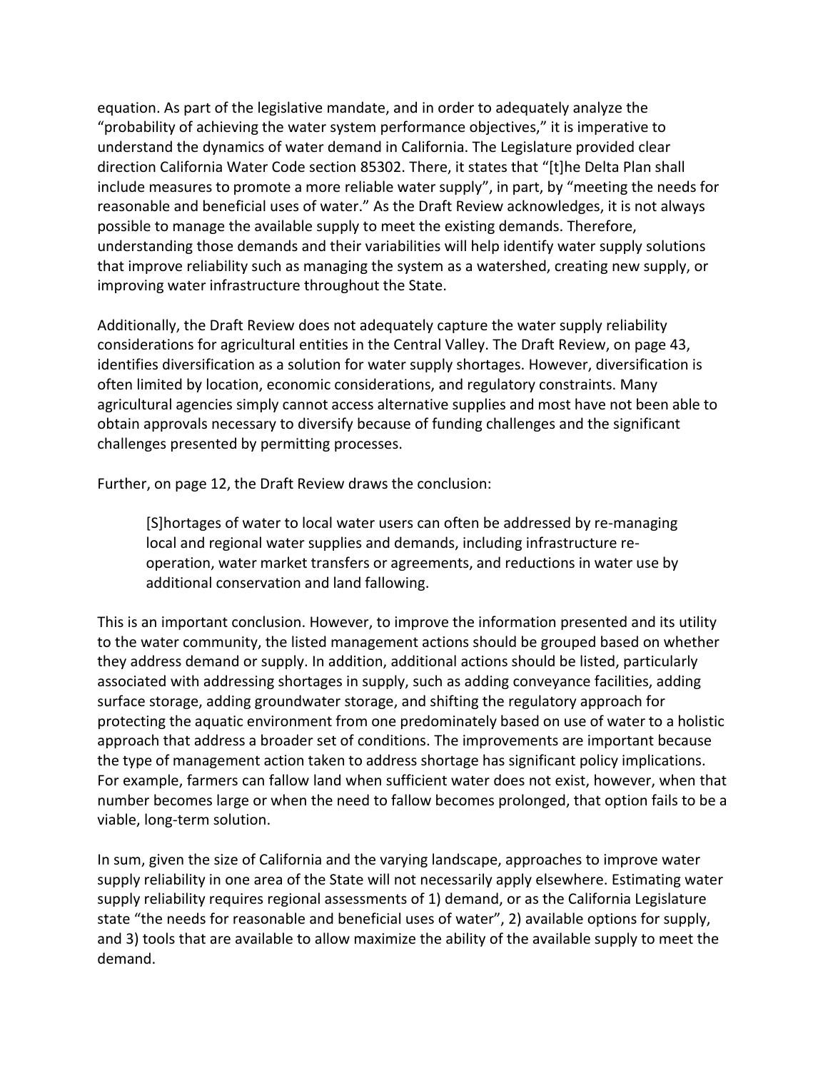equation. As part of the legislative mandate, and in order to adequately analyze the "probability of achieving the water system performance objectives," it is imperative to understand the dynamics of water demand in California. The Legislature provided clear direction California Water Code section 85302. There, it states that "[t]he Delta Plan shall include measures to promote a more reliable water supply", in part, by "meeting the needs for reasonable and beneficial uses of water." As the Draft Review acknowledges, it is not always possible to manage the available supply to meet the existing demands. Therefore, understanding those demands and their variabilities will help identify water supply solutions that improve reliability such as managing the system as a watershed, creating new supply, or improving water infrastructure throughout the State.

Additionally, the Draft Review does not adequately capture the water supply reliability considerations for agricultural entities in the Central Valley. The Draft Review, on page 43, identifies diversification as a solution for water supply shortages. However, diversification is often limited by location, economic considerations, and regulatory constraints. Many agricultural agencies simply cannot access alternative supplies and most have not been able to obtain approvals necessary to diversify because of funding challenges and the significant challenges presented by permitting processes.

Further, on page 12, the Draft Review draws the conclusion:

> [S]hortages of water to local water users can often be addressed by re-managing local and regional water supplies and demands, including infrastructure re-operation, water market transfers or agreements, and reductions in water use by additional conservation and land fallowing.

This is an important conclusion. However, to improve the information presented and its utility to the water community, the listed management actions should be grouped based on whether they address demand or supply. In addition, additional actions should be listed, particularly associated with addressing shortages in supply, such as adding conveyance facilities, adding surface storage, adding groundwater storage, and shifting the regulatory approach for protecting the aquatic environment from one predominately based on use of water to a holistic approach that address a broader set of conditions. The improvements are important because the type of management action taken to address shortage has significant policy implications. For example, farmers can fallow land when sufficient water does not exist, however, when that number becomes large or when the need to fallow becomes prolonged, that option fails to be a viable, long-term solution.

In sum, given the size of California and the varying landscape, approaches to improve water supply reliability in one area of the State will not necessarily apply elsewhere. Estimating water supply reliability requires regional assessments of 1) demand, or as the California Legislature state "the needs for reasonable and beneficial uses of water", 2) available options for supply, and 3) tools that are available to allow maximize the ability of the available supply to meet the demand.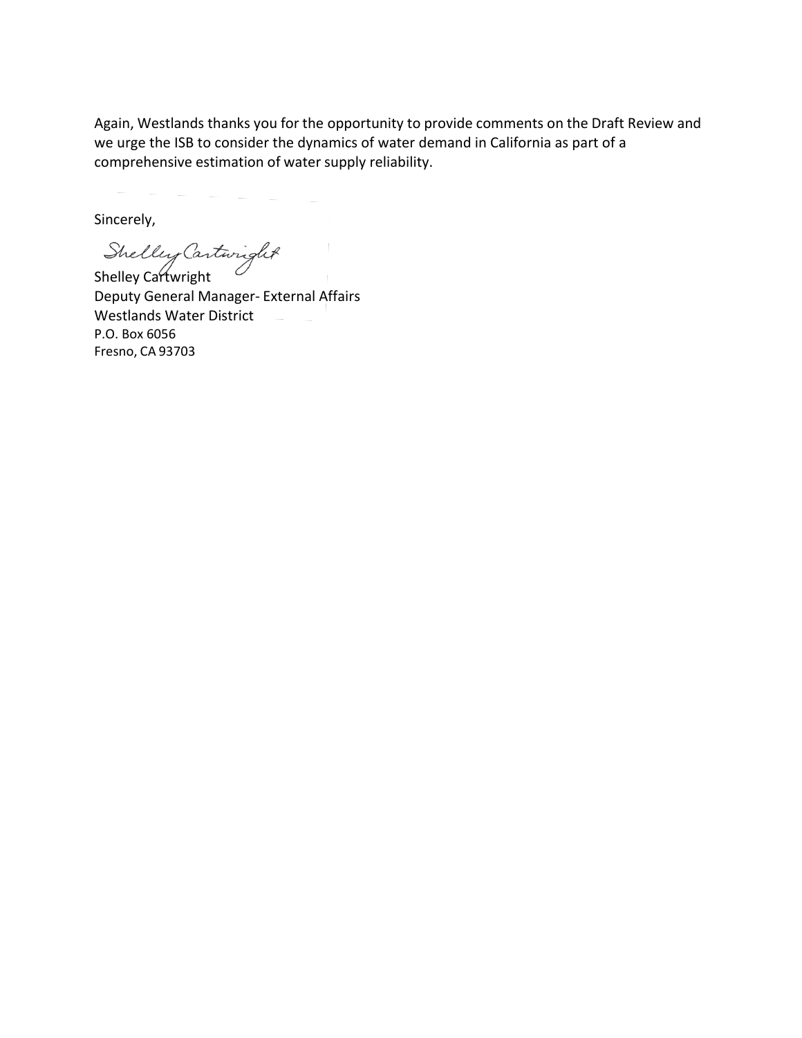Again, Westlands thanks you for the opportunity to provide comments on the Draft Review and we urge the ISB to consider the dynamics of water demand in California as part of a comprehensive estimation of water supply reliability.

Sincerely,

Shelley Cartwright  
Deputy General Manager- External Affairs  
Westlands Water District  
P.O. Box 6056  
Fresno, CA 93703